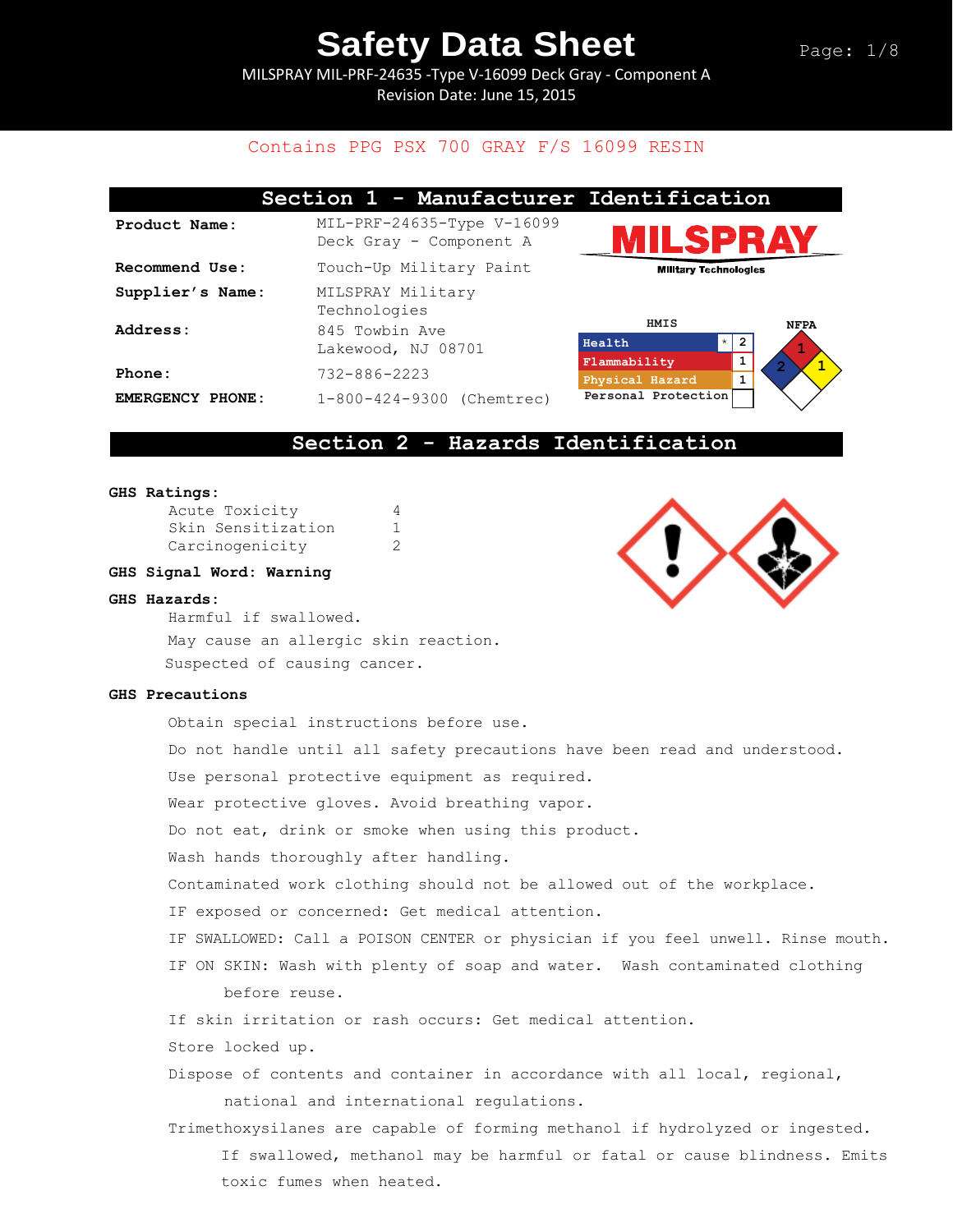# Safety Data Sheet

MILSPRAY MIL-PRF-24635 -Type V-16099 Deck Gray - Component A
Revision Date: June 15, 2015

Contains PPG PSX 700 GRAY F/S 16099 RESIN

## Section 1 - Manufacturer Identification

**Product Name:** MIL-PRF-24635-Type V-16099 Deck Gray - Component A

**Recommend Use:** Touch-Up Military Paint

**Supplier's Name:** MILSPRAY Military Technologies

**Address:** 845 Towbin Ave Lakewood, NJ 08701

**Phone:** 732-886-2223

**EMERGENCY PHONE:** 1-800-424-9300 (Chemtrec)

MILSPRAY Military Technologies

| HMIS | | |
|---|---|---|
| Health | * | 2 |
| Flammability | | 1 |
| Physical Hazard | | 1 |
| Personal Protection | | |

NFPA: Health 2, Flammability 1, Reactivity 1

## Section 2 - Hazards Identification

**GHS Ratings:**

| | |
|---|---|
| Acute Toxicity | 4 |
| Skin Sensitization | 1 |
| Carcinogenicity | 2 |

**GHS Signal Word: Warning**

**GHS Hazards:**

Harmful if swallowed.
May cause an allergic skin reaction.
Suspected of causing cancer.

**GHS Precautions**

Obtain special instructions before use.

Do not handle until all safety precautions have been read and understood.

Use personal protective equipment as required.

Wear protective gloves. Avoid breathing vapor.

Do not eat, drink or smoke when using this product.

Wash hands thoroughly after handling.

Contaminated work clothing should not be allowed out of the workplace.

IF exposed or concerned: Get medical attention.

IF SWALLOWED: Call a POISON CENTER or physician if you feel unwell. Rinse mouth.

IF ON SKIN: Wash with plenty of soap and water. Wash contaminated clothing before reuse.

If skin irritation or rash occurs: Get medical attention.

Store locked up.

Dispose of contents and container in accordance with all local, regional, national and international regulations.

Trimethoxysilanes are capable of forming methanol if hydrolyzed or ingested. If swallowed, methanol may be harmful or fatal or cause blindness. Emits toxic fumes when heated.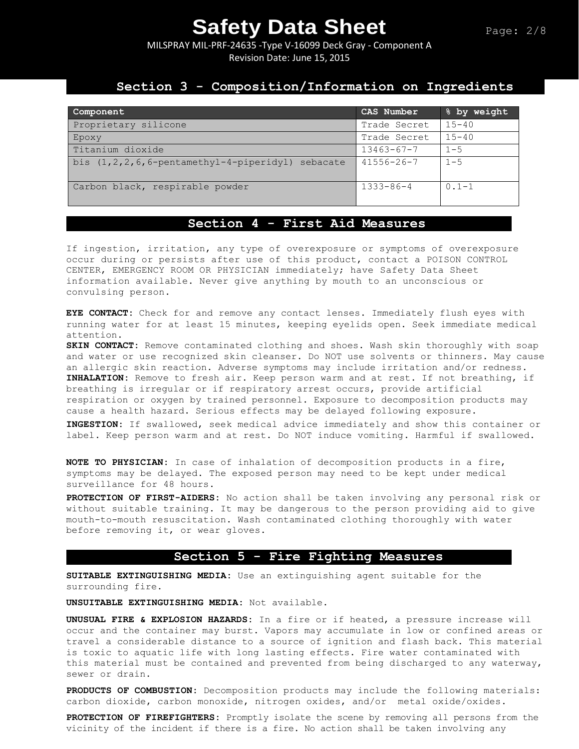## Section 3 - Composition/Information on Ingredients

| Component | CAS Number | % by weight |
|---|---|---|
| Proprietary silicone | Trade Secret | 15-40 |
| Epoxy | Trade Secret | 15-40 |
| Titanium dioxide | 13463-67-7 | 1-5 |
| bis (1,2,2,6,6-pentamethyl-4-piperidyl) sebacate | 41556-26-7 | 1-5 |
| Carbon black, respirable powder | 1333-86-4 | 0.1-1 |

## Section 4 - First Aid Measures

If ingestion, irritation, any type of overexposure or symptoms of overexposure occur during or persists after use of this product, contact a POISON CONTROL CENTER, EMERGENCY ROOM OR PHYSICIAN immediately; have Safety Data Sheet information available. Never give anything by mouth to an unconscious or convulsing person.

**EYE CONTACT:** Check for and remove any contact lenses. Immediately flush eyes with running water for at least 15 minutes, keeping eyelids open. Seek immediate medical attention.
**SKIN CONTACT:** Remove contaminated clothing and shoes. Wash skin thoroughly with soap and water or use recognized skin cleanser. Do NOT use solvents or thinners. May cause an allergic skin reaction. Adverse symptoms may include irritation and/or redness.
**INHALATION:** Remove to fresh air. Keep person warm and at rest. If not breathing, if breathing is irregular or if respiratory arrest occurs, provide artificial respiration or oxygen by trained personnel. Exposure to decomposition products may cause a health hazard. Serious effects may be delayed following exposure.
**INGESTION:** If swallowed, seek medical advice immediately and show this container or label. Keep person warm and at rest. Do NOT induce vomiting. Harmful if swallowed.

**NOTE TO PHYSICIAN:** In case of inhalation of decomposition products in a fire, symptoms may be delayed. The exposed person may need to be kept under medical surveillance for 48 hours.

**PROTECTION OF FIRST-AIDERS:** No action shall be taken involving any personal risk or without suitable training. It may be dangerous to the person providing aid to give mouth-to-mouth resuscitation. Wash contaminated clothing thoroughly with water before removing it, or wear gloves.

## Section 5 - Fire Fighting Measures

**SUITABLE EXTINGUISHING MEDIA:** Use an extinguishing agent suitable for the surrounding fire.

**UNSUITABLE EXTINGUISHING MEDIA:** Not available.

**UNUSUAL FIRE & EXPLOSION HAZARDS:** In a fire or if heated, a pressure increase will occur and the container may burst. Vapors may accumulate in low or confined areas or travel a considerable distance to a source of ignition and flash back. This material is toxic to aquatic life with long lasting effects. Fire water contaminated with this material must be contained and prevented from being discharged to any waterway, sewer or drain.

**PRODUCTS OF COMBUSTION:** Decomposition products may include the following materials: carbon dioxide, carbon monoxide, nitrogen oxides, and/or metal oxide/oxides.

**PROTECTION OF FIREFIGHTERS:** Promptly isolate the scene by removing all persons from the vicinity of the incident if there is a fire. No action shall be taken involving any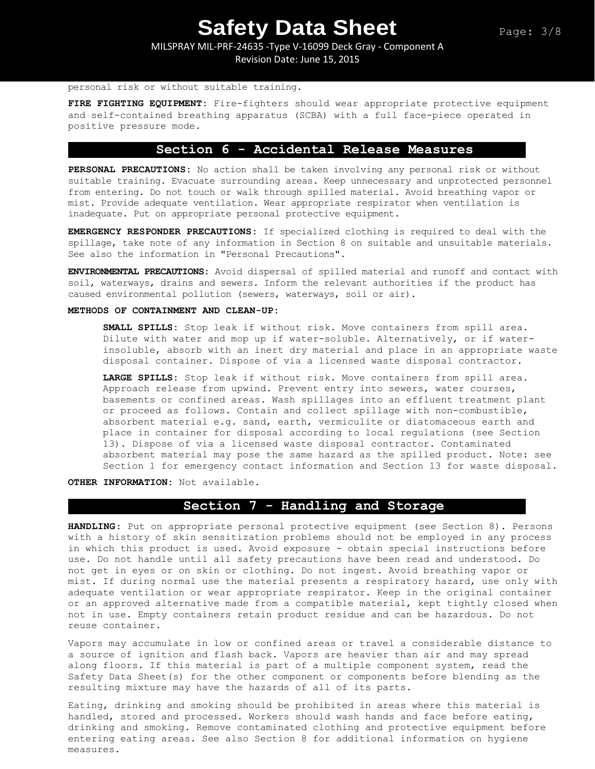personal risk or without suitable training.

**FIRE FIGHTING EQUIPMENT:** Fire-fighters should wear appropriate protective equipment and self-contained breathing apparatus (SCBA) with a full face-piece operated in positive pressure mode.

## Section 6 - Accidental Release Measures

**PERSONAL PRECAUTIONS:** No action shall be taken involving any personal risk or without suitable training. Evacuate surrounding areas. Keep unnecessary and unprotected personnel from entering. Do not touch or walk through spilled material. Avoid breathing vapor or mist. Provide adequate ventilation. Wear appropriate respirator when ventilation is inadequate. Put on appropriate personal protective equipment.

**EMERGENCY RESPONDER PRECAUTIONS:** If specialized clothing is required to deal with the spillage, take note of any information in Section 8 on suitable and unsuitable materials. See also the information in "Personal Precautions".

**ENVIRONMENTAL PRECAUTIONS:** Avoid dispersal of spilled material and runoff and contact with soil, waterways, drains and sewers. Inform the relevant authorities if the product has caused environmental pollution (sewers, waterways, soil or air).

**METHODS OF CONTAINMENT AND CLEAN-UP:**

> **SMALL SPILLS:** Stop leak if without risk. Move containers from spill area. Dilute with water and mop up if water-soluble. Alternatively, or if water-insoluble, absorb with an inert dry material and place in an appropriate waste disposal container. Dispose of via a licensed waste disposal contractor.
>
> **LARGE SPILLS:** Stop leak if without risk. Move containers from spill area. Approach release from upwind. Prevent entry into sewers, water courses, basements or confined areas. Wash spillages into an effluent treatment plant or proceed as follows. Contain and collect spillage with non-combustible, absorbent material e.g. sand, earth, vermiculite or diatomaceous earth and place in container for disposal according to local regulations (see Section 13). Dispose of via a licensed waste disposal contractor. Contaminated absorbent material may pose the same hazard as the spilled product. Note: see Section 1 for emergency contact information and Section 13 for waste disposal.

**OTHER INFORMATION:** Not available.

## Section 7 - Handling and Storage

**HANDLING:** Put on appropriate personal protective equipment (see Section 8). Persons with a history of skin sensitization problems should not be employed in any process in which this product is used. Avoid exposure - obtain special instructions before use. Do not handle until all safety precautions have been read and understood. Do not get in eyes or on skin or clothing. Do not ingest. Avoid breathing vapor or mist. If during normal use the material presents a respiratory hazard, use only with adequate ventilation or wear appropriate respirator. Keep in the original container or an approved alternative made from a compatible material, kept tightly closed when not in use. Empty containers retain product residue and can be hazardous. Do not reuse container.

Vapors may accumulate in low or confined areas or travel a considerable distance to a source of ignition and flash back. Vapors are heavier than air and may spread along floors. If this material is part of a multiple component system, read the Safety Data Sheet(s) for the other component or components before blending as the resulting mixture may have the hazards of all of its parts.

Eating, drinking and smoking should be prohibited in areas where this material is handled, stored and processed. Workers should wash hands and face before eating, drinking and smoking. Remove contaminated clothing and protective equipment before entering eating areas. See also Section 8 for additional information on hygiene measures.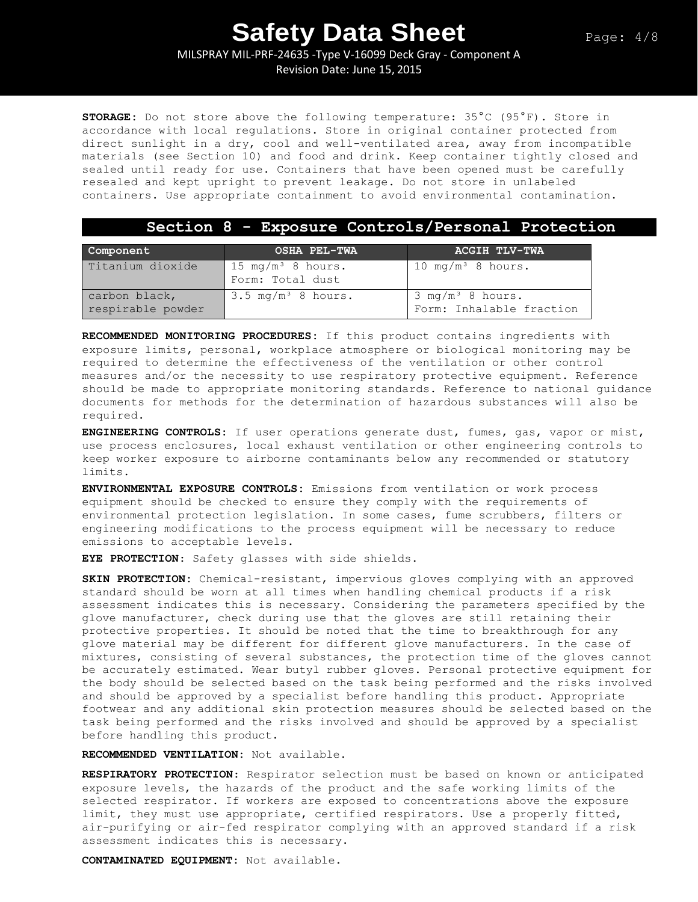**STORAGE:** Do not store above the following temperature: 35°C (95°F). Store in accordance with local regulations. Store in original container protected from direct sunlight in a dry, cool and well-ventilated area, away from incompatible materials (see Section 10) and food and drink. Keep container tightly closed and sealed until ready for use. Containers that have been opened must be carefully resealed and kept upright to prevent leakage. Do not store in unlabeled containers. Use appropriate containment to avoid environmental contamination.

## Section 8 - Exposure Controls/Personal Protection

| Component | OSHA PEL-TWA | ACGIH TLV-TWA |
|---|---|---|
| Titanium dioxide | 15 mg/m³ 8 hours. Form: Total dust | 10 mg/m³ 8 hours. |
| carbon black, respirable powder | 3.5 mg/m³ 8 hours. | 3 mg/m³ 8 hours. Form: Inhalable fraction |

**RECOMMENDED MONITORING PROCEDURES:** If this product contains ingredients with exposure limits, personal, workplace atmosphere or biological monitoring may be required to determine the effectiveness of the ventilation or other control measures and/or the necessity to use respiratory protective equipment. Reference should be made to appropriate monitoring standards. Reference to national guidance documents for methods for the determination of hazardous substances will also be required.

**ENGINEERING CONTROLS:** If user operations generate dust, fumes, gas, vapor or mist, use process enclosures, local exhaust ventilation or other engineering controls to keep worker exposure to airborne contaminants below any recommended or statutory limits.

**ENVIRONMENTAL EXPOSURE CONTROLS:** Emissions from ventilation or work process equipment should be checked to ensure they comply with the requirements of environmental protection legislation. In some cases, fume scrubbers, filters or engineering modifications to the process equipment will be necessary to reduce emissions to acceptable levels.

**EYE PROTECTION:** Safety glasses with side shields.

**SKIN PROTECTION:** Chemical-resistant, impervious gloves complying with an approved standard should be worn at all times when handling chemical products if a risk assessment indicates this is necessary. Considering the parameters specified by the glove manufacturer, check during use that the gloves are still retaining their protective properties. It should be noted that the time to breakthrough for any glove material may be different for different glove manufacturers. In the case of mixtures, consisting of several substances, the protection time of the gloves cannot be accurately estimated. Wear butyl rubber gloves. Personal protective equipment for the body should be selected based on the task being performed and the risks involved and should be approved by a specialist before handling this product. Appropriate footwear and any additional skin protection measures should be selected based on the task being performed and the risks involved and should be approved by a specialist before handling this product.

**RECOMMENDED VENTILATION:** Not available.

**RESPIRATORY PROTECTION:** Respirator selection must be based on known or anticipated exposure levels, the hazards of the product and the safe working limits of the selected respirator. If workers are exposed to concentrations above the exposure limit, they must use appropriate, certified respirators. Use a properly fitted, air-purifying or air-fed respirator complying with an approved standard if a risk assessment indicates this is necessary.

**CONTAMINATED EQUIPMENT:** Not available.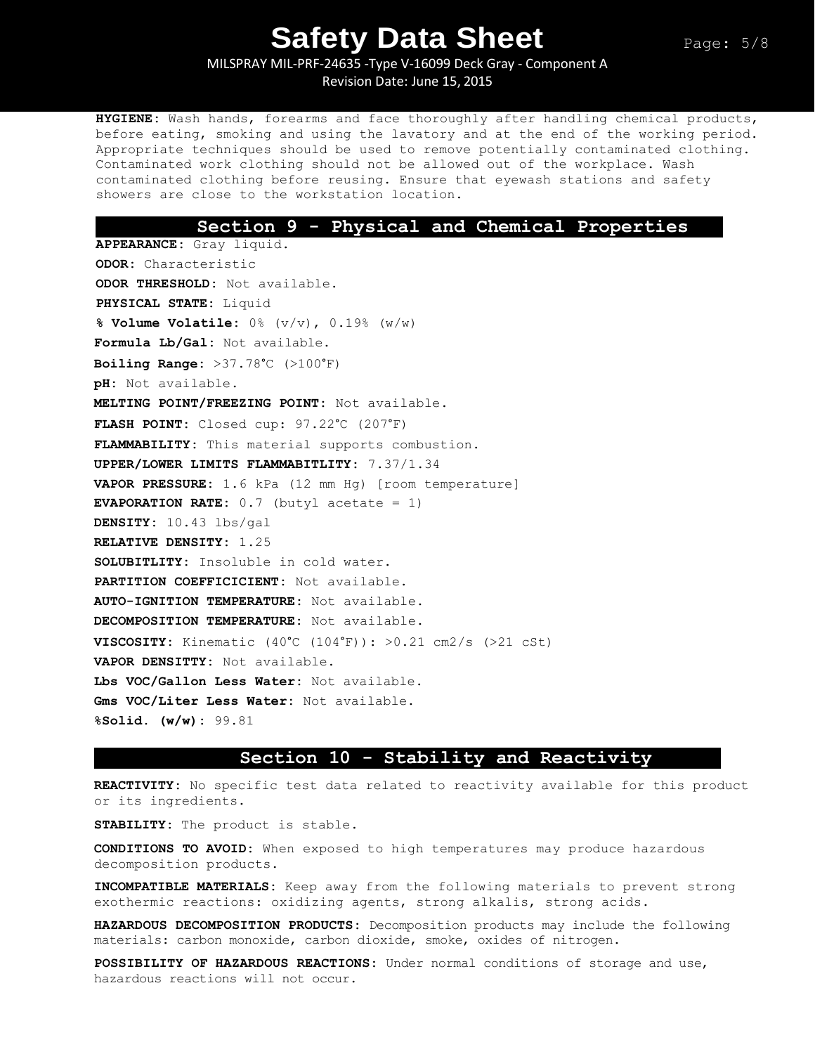**HYGIENE:** Wash hands, forearms and face thoroughly after handling chemical products, before eating, smoking and using the lavatory and at the end of the working period. Appropriate techniques should be used to remove potentially contaminated clothing. Contaminated work clothing should not be allowed out of the workplace. Wash contaminated clothing before reusing. Ensure that eyewash stations and safety showers are close to the workstation location.

## Section 9 - Physical and Chemical Properties

**APPEARANCE:** Gray liquid.

**ODOR:** Characteristic

**ODOR THRESHOLD:** Not available.

**PHYSICAL STATE:** Liquid

**% Volume Volatile:** 0% (v/v), 0.19% (w/w)

**Formula Lb/Gal:** Not available.

**Boiling Range:** >37.78°C (>100°F)

**pH:** Not available.

**MELTING POINT/FREEZING POINT:** Not available.

**FLASH POINT:** Closed cup: 97.22°C (207°F)

**FLAMMABILITY:** This material supports combustion.

**UPPER/LOWER LIMITS FLAMMABITLITY:** 7.37/1.34

**VAPOR PRESSURE:** 1.6 kPa (12 mm Hg) [room temperature]

**EVAPORATION RATE:** 0.7 (butyl acetate = 1)

**DENSITY:** 10.43 lbs/gal

**RELATIVE DENSITY:** 1.25

**SOLUBITLITY:** Insoluble in cold water.

**PARTITION COEFFICICIENT:** Not available.

**AUTO-IGNITION TEMPERATURE:** Not available.

**DECOMPOSITION TEMPERATURE:** Not available.

**VISCOSITY:** Kinematic (40°C (104°F)): >0.21 cm2/s (>21 cSt)

**VAPOR DENSITTY:** Not available.

**Lbs VOC/Gallon Less Water:** Not available.

**Gms VOC/Liter Less Water:** Not available.

**%Solid. (w/w):** 99.81

## Section 10 - Stability and Reactivity

**REACTIVITY:** No specific test data related to reactivity available for this product or its ingredients.

**STABILITY:** The product is stable.

**CONDITIONS TO AVOID:** When exposed to high temperatures may produce hazardous decomposition products.

**INCOMPATIBLE MATERIALS:** Keep away from the following materials to prevent strong exothermic reactions: oxidizing agents, strong alkalis, strong acids.

**HAZARDOUS DECOMPOSITION PRODUCTS:** Decomposition products may include the following materials: carbon monoxide, carbon dioxide, smoke, oxides of nitrogen.

**POSSIBILITY OF HAZARDOUS REACTIONS:** Under normal conditions of storage and use, hazardous reactions will not occur.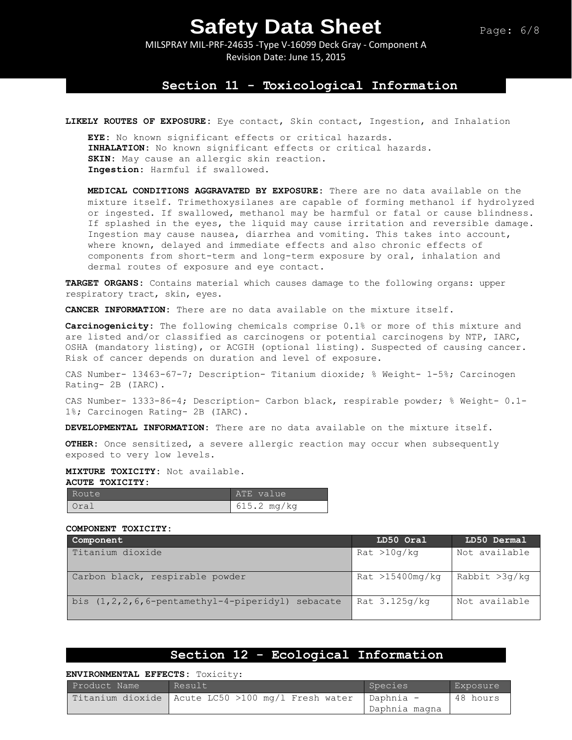## Section 11 - Toxicological Information

**LIKELY ROUTES OF EXPOSURE:** Eye contact, Skin contact, Ingestion, and Inhalation

**EYE:** No known significant effects or critical hazards.
**INHALATION:** No known significant effects or critical hazards.
**SKIN:** May cause an allergic skin reaction.
**Ingestion:** Harmful if swallowed.

**MEDICAL CONDITIONS AGGRAVATED BY EXPOSURE:** There are no data available on the mixture itself. Trimethoxysilanes are capable of forming methanol if hydrolyzed or ingested. If swallowed, methanol may be harmful or fatal or cause blindness. If splashed in the eyes, the liquid may cause irritation and reversible damage. Ingestion may cause nausea, diarrhea and vomiting. This takes into account, where known, delayed and immediate effects and also chronic effects of components from short-term and long-term exposure by oral, inhalation and dermal routes of exposure and eye contact.

**TARGET ORGANS:** Contains material which causes damage to the following organs: upper respiratory tract, skin, eyes.

**CANCER INFORMATION:** There are no data available on the mixture itself.

**Carcinogenicity:** The following chemicals comprise 0.1% or more of this mixture and are listed and/or classified as carcinogens or potential carcinogens by NTP, IARC, OSHA (mandatory listing), or ACGIH (optional listing). Suspected of causing cancer. Risk of cancer depends on duration and level of exposure.

CAS Number- 13463-67-7; Description- Titanium dioxide; % Weight- 1-5%; Carcinogen Rating- 2B (IARC).

CAS Number- 1333-86-4; Description- Carbon black, respirable powder; % Weight- 0.1-1%; Carcinogen Rating- 2B (IARC).

**DEVELOPMENTAL INFORMATION:** There are no data available on the mixture itself.

**OTHER:** Once sensitized, a severe allergic reaction may occur when subsequently exposed to very low levels.

**MIXTURE TOXICITY:** Not available.

**ACUTE TOXICITY:**

| Route | ATE value |
|---|---|
| Oral | 615.2 mg/kg |

**COMPONENT TOXICITY:**

| Component | LD50 Oral | LD50 Dermal |
|---|---|---|
| Titanium dioxide | Rat >10g/kg | Not available |
| Carbon black, respirable powder | Rat >15400mg/kg | Rabbit >3g/kg |
| bis (1,2,2,6,6-pentamethyl-4-piperidyl) sebacate | Rat 3.125g/kg | Not available |

## Section 12 - Ecological Information

**ENVIRONMENTAL EFFECTS:** Toxicity:

| Product Name | Result | Species | Exposure |
|---|---|---|---|
| Titanium dioxide | Acute LC50 >100 mg/l Fresh water | Daphnia - Daphnia magna | 48 hours |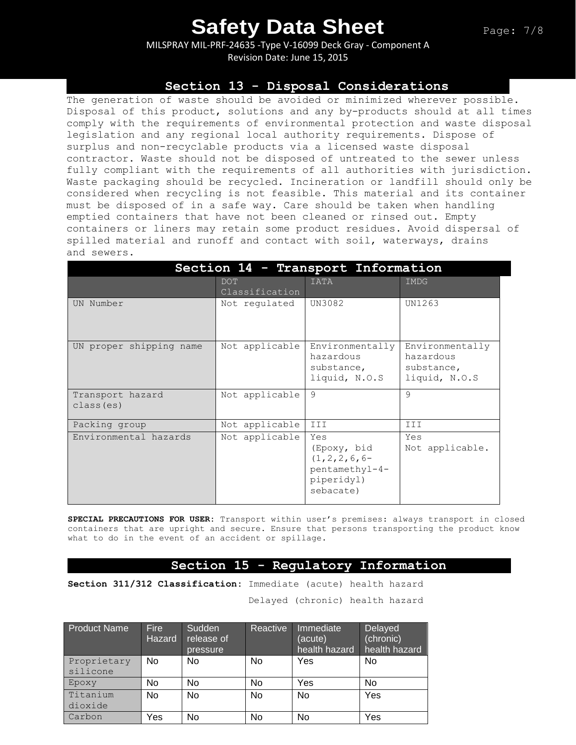## Section 13 - Disposal Considerations

The generation of waste should be avoided or minimized wherever possible. Disposal of this product, solutions and any by-products should at all times comply with the requirements of environmental protection and waste disposal legislation and any regional local authority requirements. Dispose of surplus and non-recyclable products via a licensed waste disposal contractor. Waste should not be disposed of untreated to the sewer unless fully compliant with the requirements of all authorities with jurisdiction. Waste packaging should be recycled. Incineration or landfill should only be considered when recycling is not feasible. This material and its container must be disposed of in a safe way. Care should be taken when handling emptied containers that have not been cleaned or rinsed out. Empty containers or liners may retain some product residues. Avoid dispersal of spilled material and runoff and contact with soil, waterways, drains and sewers.

## Section 14 - Transport Information

| | DOT Classification | IATA | IMDG |
|---|---|---|---|
| UN Number | Not regulated | UN3082 | UN1263 |
| UN proper shipping name | Not applicable | Environmentally hazardous substance, liquid, N.O.S | Environmentally hazardous substance, liquid, N.O.S |
| Transport hazard class(es) | Not applicable | 9 | 9 |
| Packing group | Not applicable | III | III |
| Environmental hazards | Not applicable | Yes (Epoxy, bid (1,2,2,6,6-pentamethyl-4-piperidyl) sebacate) | Yes Not applicable. |

**SPECIAL PRECAUTIONS FOR USER:** Transport within user's premises: always transport in closed containers that are upright and secure. Ensure that persons transporting the product know what to do in the event of an accident or spillage.

## Section 15 - Regulatory Information

**Section 311/312 Classification:** Immediate (acute) health hazard

Delayed (chronic) health hazard

| Product Name | Fire Hazard | Sudden release of pressure | Reactive | Immediate (acute) health hazard | Delayed (chronic) health hazard |
|---|---|---|---|---|---|
| Proprietary silicone | No | No | No | Yes | No |
| Epoxy | No | No | No | Yes | No |
| Titanium dioxide | No | No | No | No | Yes |
| Carbon | Yes | No | No | No | Yes |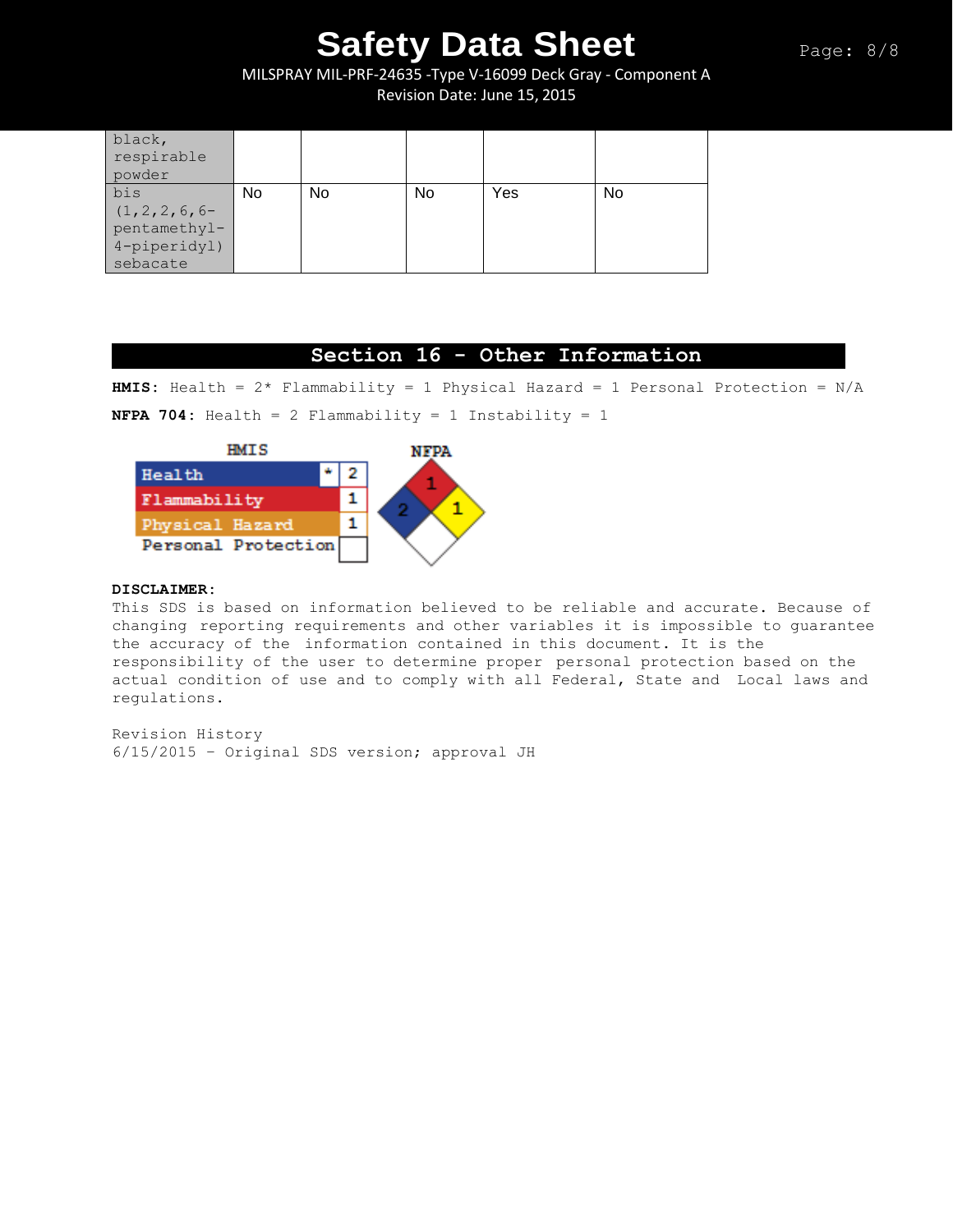| | | | | | |
|---|---|---|---|---|---|
| black, respirable powder | | | | | |
| bis (1,2,2,6,6-pentamethyl-4-piperidyl) sebacate | No | No | No | Yes | No |

## Section 16 - Other Information

**HMIS:** Health = 2* Flammability = 1 Physical Hazard = 1 Personal Protection = N/A

**NFPA 704:** Health = 2 Flammability = 1 Instability = 1

HMIS

Health * 2

Flammability 1

Physical Hazard 1

Personal Protection

NFPA

1

2

1

**DISCLAIMER:**
This SDS is based on information believed to be reliable and accurate. Because of changing reporting requirements and other variables it is impossible to guarantee the accuracy of the information contained in this document. It is the responsibility of the user to determine proper personal protection based on the actual condition of use and to comply with all Federal, State and Local laws and regulations.

Revision History
6/15/2015 – Original SDS version; approval JH